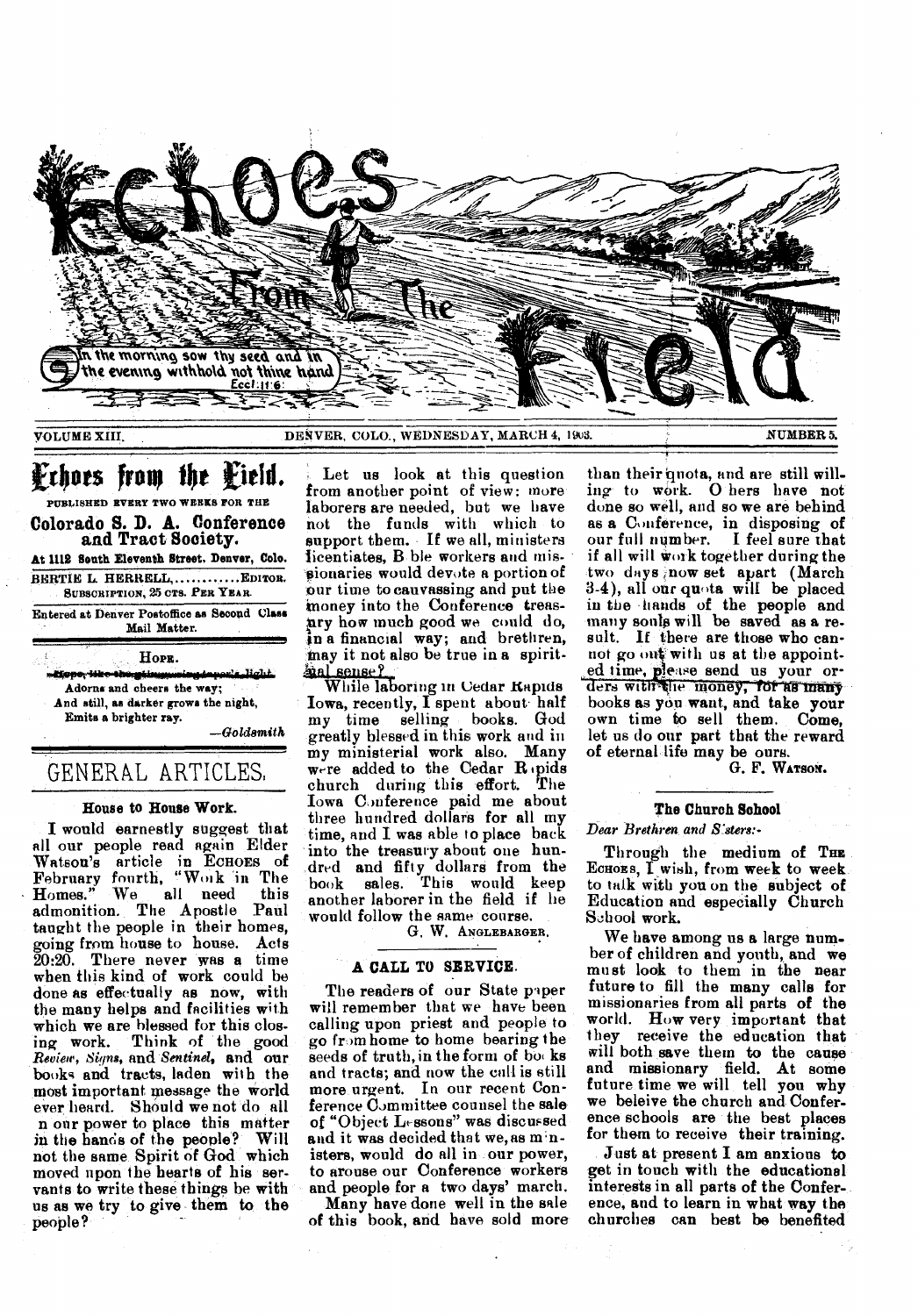# Echoes From The Field

In the morning sow thy seed and in the evening withhold not thine hand. Eccl. 11:6

VOLUME XIII. DENVER, COLO., WEDNESDAY, MARCH 4, 1903. NUMBER 5.

## Echoes from the Field.

PUBLISHED EVERY TWO WEEKS FOR THE

**Colorado S. D. A. Conference and Tract Society.**

At 1112 South Eleventh Street, Denver, Colo.

BERTIE L. HERRELL,............EDITOR.

SUBSCRIPTION, 25 CTS. PER YEAR.

Entered at Denver Postoffice as Second Class Mail Matter.

HOPE.

Hope, like the glimmering taper's light,
Adorns and cheers the way;
And still, as darker grows the night,
Emits a brighter ray.

—*Goldsmith*

## GENERAL ARTICLES.

### House to House Work.

I would earnestly suggest that all our people read again Elder Watson's article in ECHOES of February fourth, "Work in The Homes." We all need this admonition. The Apostle Paul taught the people in their homes, going from house to house. Acts 20:20. There never was a time when this kind of work could be done as effectually as now, with the many helps and facilities with which we are blessed for this closing work. Think of the good *Review*, *Signs*, and *Sentinel*, and our books and tracts, laden with the most important message the world ever heard. Should we not do all in our power to place this matter in the hands of the people? Will not the same Spirit of God which moved upon the hearts of his servants to write these things be with us as we try to give them to the people?

Let us look at this question from another point of view: more laborers are needed, but we have not the funds with which to support them. If we all, ministers licentiates, Bible workers and missionaries would devote a portion of our time to canvassing and put the money into the Conference treasury how much good we could do, in a financial way; and brethren, may it not also be true in a spiritual sense?

While laboring in Cedar Rapids Iowa, recently, I spent about half my time selling books. God greatly blessed in this work and in my ministerial work also. Many were added to the Cedar Rapids church during this effort. The Iowa Conference paid me about three hundred dollars for all my time, and I was able to place back into the treasury about one hundred and fifty dollars from the book sales. This would keep another laborer in the field if he would follow the same course.

G. W. ANGLEBARGER.

### A CALL TO SERVICE.

The readers of our State paper will remember that we have been calling upon priest and people to go from home to home bearing the seeds of truth, in the form of books and tracts; and now the call is still more urgent. In our recent Conference Committee counsel the sale of "Object Lessons" was discussed and it was decided that we, as ministers, would do all in our power, to arouse our Conference workers and people for a two days' march.

Many have done well in the sale of this book, and have sold more than their quota, and are still willing to work. Others have not done so well, and so we are behind as a Conference, in disposing of our full number. I feel sure that if all will work together during the two days now set apart (March 3-4), all our quota will be placed in the hands of the people and many souls will be saved as a result. If there are those who cannot go out with us at the appointed time, please send us your orders with the money, for as many books as you want, and take your own time to sell them. Come, let us do our part that the reward of eternal life may be ours.

G. F. WATSON.

### The Church School

*Dear Brethren and Sisters:-*

Through the medium of THE ECHOES, I wish, from week to week to talk with you on the subject of Education and especially Church School work.

We have among us a large number of children and youth, and we must look to them in the near future to fill the many calls for missionaries from all parts of the world. How very important that they receive the education that will both save them to the cause and missionary field. At some future time we will tell you why we beleive the church and Conference schools are the best places for them to receive their training.

Just at present I am anxious to get in touch with the educational interests in all parts of the Conference, and to learn in what way the churches can best be benefited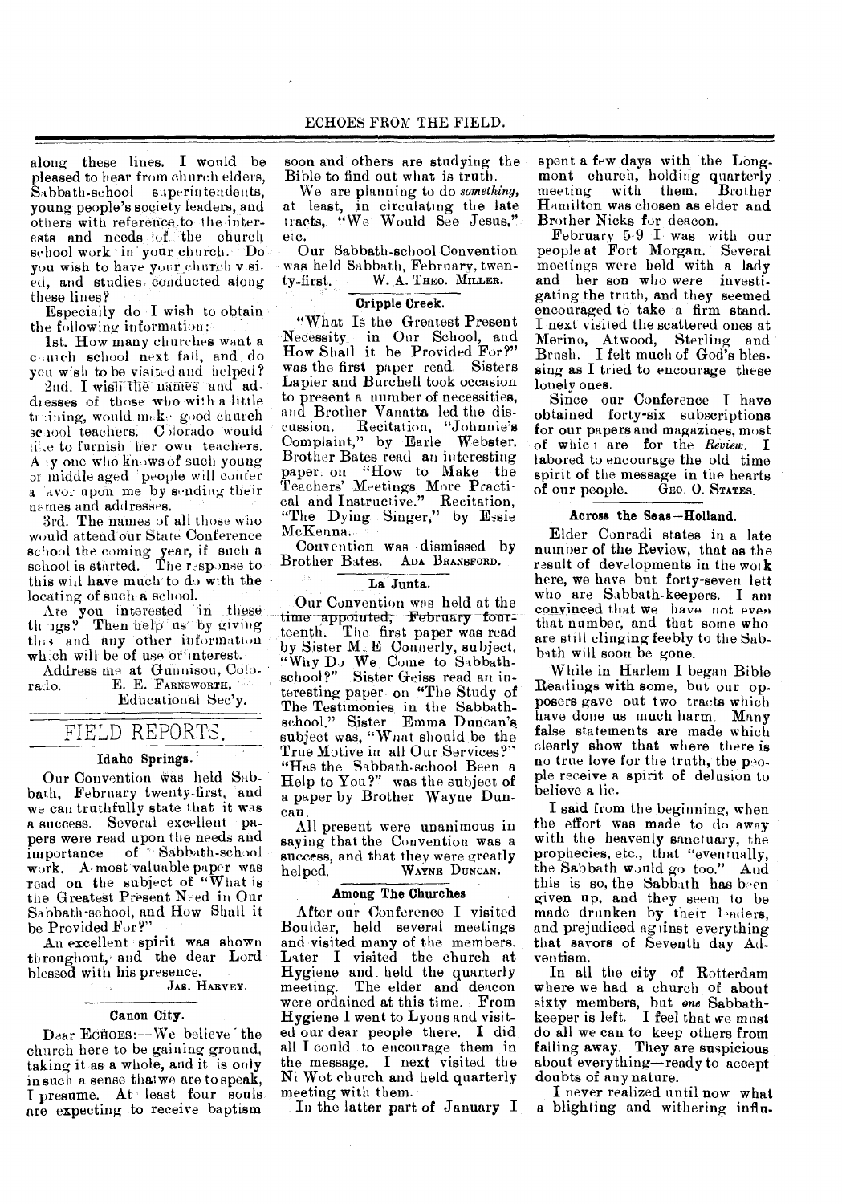along these lines. I would be pleased to hear from church elders, Sabbath-school superintendents, young people's society leaders, and others with reference to the interests and needs of the church school work in your church. Do you wish to have your church visited, and studies conducted along these lines?

Especially do I wish to obtain the following information:

1st. How many churches want a church school next fall, and do you wish to be visited and helped?

2nd. I wish the names and addresses of those who with a little training, would make good church school teachers. Colorado would like to furnish her own teachers. Any one who knows of such young or middle aged people will confer a favor upon me by sending their names and addresses.

3rd. The names of all those who would attend our State Conference school the coming year, if such a school is started. The response to this will have much to do with the locating of such a school.

Are you interested in these things? Then help us by giving this and any other information which will be of use or interest.

Address me at Gunnison, Colorado.

E. E. FARNSWORTH,
Educational Sec'y.

## FIELD REPORTS.

### Idaho Springs.

Our Convention was held Sabbath, February twenty-first, and we can truthfully state that it was a success. Several excellent papers were read upon the needs and importance of Sabbath-school work. A most valuable paper was read on the subject of "What is the Greatest Present Need in Our Sabbath-school, and How Shall it be Provided For?"

An excellent spirit was shown throughout, and the dear Lord blessed with his presence.

JAS. HARVEY.

### Canon City.

Dear ECHOES:—We believe the church here to be gaining ground, taking it as a whole, and it is only in such a sense that we are to speak, I presume. At least four souls are expecting to receive baptism soon and others are studying the Bible to find out what is truth.

We are planning to do *something*, at least, in circulating the late tracts, "We Would See Jesus," etc.

Our Sabbath-school Convention was held Sabbath, February, twenty-first.

W. A. THEO. MILLER.

### Cripple Creek.

"What Is the Greatest Present Necessity in Our School, and How Shall it be Provided For?" was the first paper read. Sisters Lapier and Burchell took occasion to present a number of necessities, and Brother Vanatta led the discussion. Recitation, "Johnnie's Complaint," by Earle Webster. Brother Bates read an interesting paper on "How to Make the Teachers' Meetings More Practical and Instructive." Recitation, "The Dying Singer," by Essie McKenna.

Convention was dismissed by Brother Bates.

ADA BRANSFORD.

### La Junta.

Our Convention was held at the time appointed, February fourteenth. The first paper was read by Sister M. E Connerly, subject, "Why Do We Come to Sabbath-school?" Sister Geiss read an interesting paper on "The Study of The Testimonies in the Sabbath-school." Sister Emma Duncan's subject was, "What should be the True Motive in all Our Services?" "Has the Sabbath-school Been a Help to You?" was the subject of a paper by Brother Wayne Duncan.

All present were unanimous in saying that the Convention was a success, and that they were greatly helped.

WAYNE DUNCAN.

### Among The Churches

After our Conference I visited Boulder, held several meetings and visited many of the members. Later I visited the church at Hygiene and held the quarterly meeting. The elder and deacon were ordained at this time. From Hygiene I went to Lyons and visited our dear people there. I did all I could to encourage them in the message. I next visited the Ni Wot church and held quarterly meeting with them.

In the latter part of January I spent a few days with the Longmont church, holding quarterly meeting with them. Brother Hamilton was chosen as elder and Brother Nicks for deacon.

February 5-9 I was with our people at Fort Morgan. Several meetings were held with a lady and her son who were investigating the truth, and they seemed encouraged to take a firm stand. I next visited the scattered ones at Merino, Atwood, Sterling and Brush. I felt much of God's blessing as I tried to encourage these lonely ones.

Since our Conference I have obtained forty-six subscriptions for our papers and magazines, most of which are for the *Review*. I labored to encourage the old time spirit of the message in the hearts of our people.

GEO. O. STATES.

### Across the Seas—Holland.

Elder Conradi states in a late number of the Review, that as the result of developments in the work here, we have but forty-seven left who are Sabbath-keepers. I am convinced that we have not even that number, and that some who are still clinging feebly to the Sabbath will soon be gone.

While in Harlem I began Bible Readings with some, but our opposers gave out two tracts which have done us much harm. Many false statements are made which clearly show that where there is no true love for the truth, the people receive a spirit of delusion to believe a lie.

I said from the beginning, when the effort was made to do away with the heavenly sanctuary, the prophecies, etc., that "eventually, the Sabbath would go too." And this is so, the Sabbath has been given up, and they seem to be made drunken by their leaders, and prejudiced against everything that savors of Seventh day Adventism.

In all the city of Rotterdam where we had a church of about sixty members, but *one* Sabbath-keeper is left. I feel that we must do all we can to keep others from falling away. They are suspicious about everything—ready to accept doubts of any nature.

I never realized until now what a blighting and withering influ-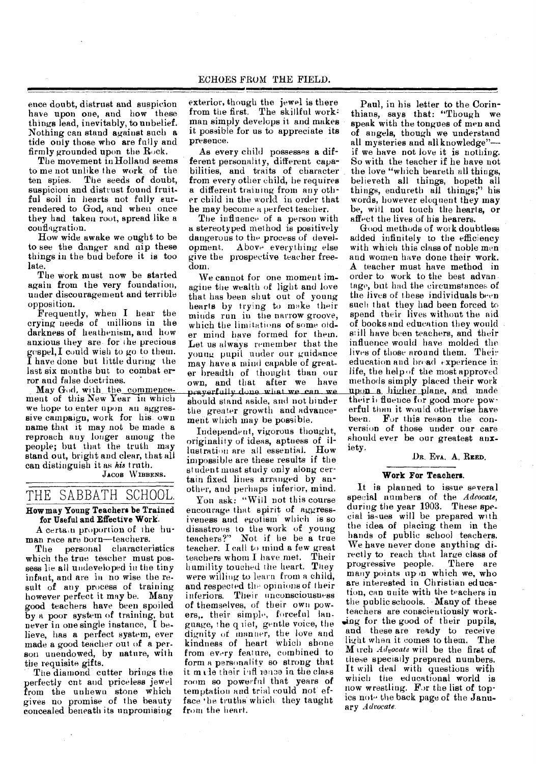ence doubt, distrust and suspicion have upon one, and how these things lead, inevitably, to unbelief. Nothing can stand against such a tide only those who are fully and firmly grounded upon the Rock.

The movement in Holland seems to me not unlike the work of the ten spies. The seeds of doubt, suspicion and distrust found fruitful soil in hearts not fully surrendered to God, and when once they had taken root, spread like a conflagration.

How wide awake we ought to be to see the danger and nip these things in the bud before it is too late.

The work must now be started again from the very foundation, under discouragement and terrible opposition.

Frequently, when I hear the crying needs of millions in the darkness of heathenism, and how anxious they are for the precious gospel, I could wish to go to them. I have done but little during the last six months but to combat error and false doctrines.

May God, with the commencement of this New Year in which we hope to enter upon an aggressive campaign, work for his own name that it may not be made a reproach any longer among the people; but that the truth may stand out, bright and clear, that all can distinguish it as *his* truth.

JACOB WIBBENS.

## THE SABBATH SCHOOL.

### How may Young Teachers be Trained for Useful and Effective Work.

A certain proportion of the human race are born—teachers.

The personal characteristics which the true teacher must possess lie all undeveloped in the tiny infant, and are in no wise the result of any process of training however perfect it may be. Many good teachers have been spoiled by a poor system of training, but never in one single instance, I believe, has a perfect system, ever made a good teacher out of a person unendowed, by nature, with the requisite gifts.

The diamond cutter brings the perfectly cut and priceless jewel from the unhewn stone which gives no promise of the beauty concealed beneath its unpromising exterior, though the jewel is there from the first. The skillful workman simply develops it and makes it possible for us to appreciate its presence.

As every child possesses a different personality, different capabilities, and traits of character from every other child, he requires a different training from any other child in the world in order that he may become a perfect teacher.

The influence of a person with a stereotyped method is positively dangerous to the process of development. Above everything else give the prospective teacher freedom.

We cannot for one moment imagine the wealth of light and love that has been shut out of young hearts by trying to make their minds run in the narrow groove, which the limitations of some older mind have formed for them. Let us always remember that the young pupil under our guidance may have a mind capable of greater breadth of thought than our own, and that after we have prayerfully done what we can we should stand aside, and not hinder the greater growth and advancement which may be possible.

Independent, vigorous thought, originality of ideas, aptness of illustration are all essential. How impossible are these results if the student must study only along certain fixed lines arranged by another, and perhaps inferior, mind.

You ask: "Will not this course encourage that spirit of aggressiveness and egotism which is so disastrous to the work of young teachers?" Not if he be a true teacher. I call to mind a few great teachers whom I have met. Their humility touched the heart. They were willing to learn from a child, and respected the opinions of their inferiors. Their unconsciousness of themselves, of their own powers, their simple, forceful language, the quiet, gentle voice, the dignity of manner, the love and kindness of heart which shone from every feature, combined to form a personality so strong that it made their influence in the class room so powerful that years of temptation and trial could not efface the truths which they taught from the heart.

Paul, in his letter to the Corinthians, says that: "Though we speak with the tongues of men and of angels, though we understand all mysteries and all knowledge"—if we have not love it is nothing. So with the teacher if he have not the love "which beareth all things, believeth all things, hopeth all things, endureth all things;" his words, however eloquent they may be, will not touch the hearts, or affect the lives of his hearers.

Good methods of work doubtless added infinitely to the efficiency with which this class of noble men and women have done their work. A teacher must have method in order to work to the best advantage, but had the circumstances of the lives of these individuals been such that they had been forced to spend their lives without the aid of books and education they would still have been teachers, and their influence would have molded the lives of those around them. Their education and broad experience in life, the help of the most approved methods simply placed their work upon a higher plane, and made their influence for good more powerful than it would otherwise have been. For this reason the conversion of those under our care should ever be our greatest anxiety.

DR. EVA. A. REED.

### Work For Teachers.

It is planned to issue several special numbers of the *Advocate*, during the year 1903. These special issues will be prepared with the idea of placing them in the hands of public school teachers. We have never done anything directly to reach that large class of progressive people. There are many points upon which we, who are interested in Christian education, can unite with the teachers in the public schools. Many of these teachers are conscientiously working for the good of their pupils, and these are ready to receive light when it comes to them. The March *Advocate* will be the first of these specially prepared numbers. It will deal with questions with which the educational world is now wrestling. For the list of topics note the back page of the January *Advocate*.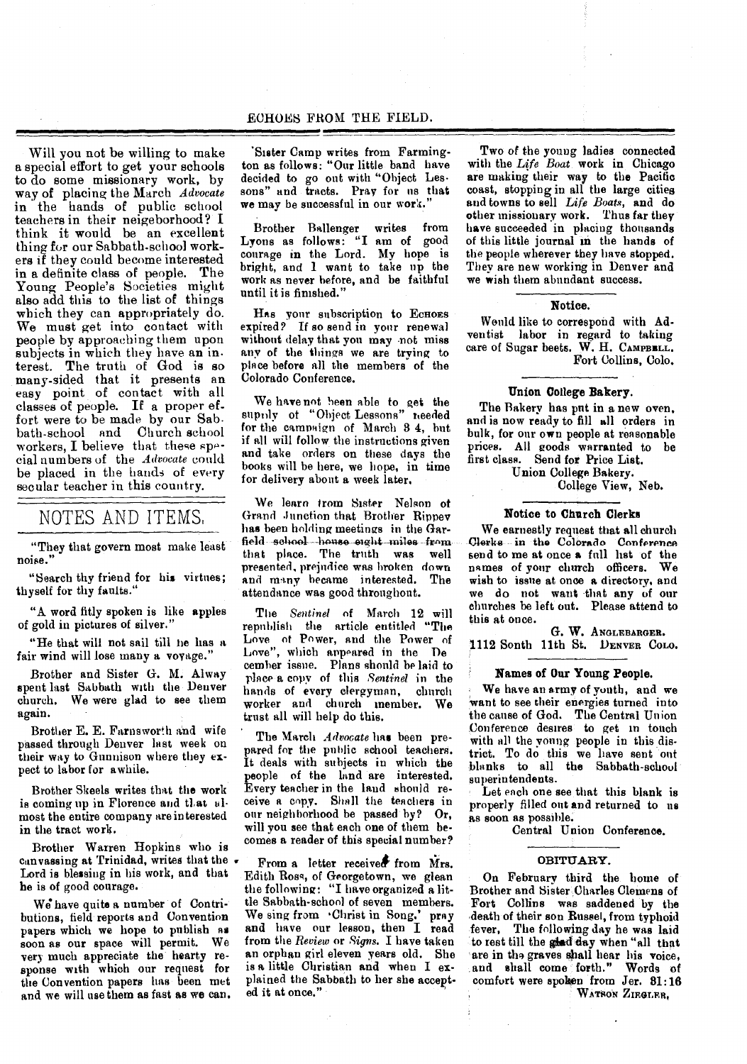Will you not be willing to make a special effort to get your schools to do some missionary work, by way of placing the March *Advocate* in the hands of public school teachers in their neigeborhood? I think it would be an excellent thing for our Sabbath-school workers if they could become interested in a definite class of people. The Young People's Societies might also add this to the list of things which they can appropriately do. We must get into contact with people by approaching them upon subjects in which they have an interest. The truth of God is so many-sided that it presents an easy point of contact with all classes of people. If a proper effort were to be made by our Sabbath-school and Church school workers, I believe that these special numbers of the *Advocate* could be placed in the hands of every secular teacher in this country.

## NOTES AND ITEMS.

"They that govern most make least noise."

"Search thy friend for his virtues; thyself for thy faults."

"A word fitly spoken is like apples of gold in pictures of silver."

"He that will not sail till he has a fair wind will lose many a voyage."

Brother and Sister G. M. Alway spent last Sabbath with the Denver church. We were glad to see them again.

Brother E. E. Farnsworth and wife passed through Denver last week on their way to Gunnison where they expect to labor for awhile.

Brother Skeels writes that the work is coming up in Florence and that almost the entire company are interested in the tract work.

Brother Warren Hopkins who is canvassing at Trinidad, writes that the Lord is blessing in his work, and that he is of good courage.

We have quite a number of Contributions, field reports and Convention papers which we hope to publish as soon as our space will permit. We very much appreciate the hearty response with which our request for the Convention papers has been met and we will use them as fast as we can.

Sister Camp writes from Farmington as follows: "Our little band have decided to go out with "Object Lessons" and tracts. Pray for us that we may be successful in our work."

Brother Ballenger writes from Lyons as follows: "I am of good courage in the Lord. My hope is bright, and I want to take up the work as never before, and be faithful until it is finished."

Has your subscription to ECHOES expired? If so send in your renewal without delay that you may not miss any of the things we are trying to place before all the members of the Colorado Conference.

We have not been able to get the supply of "Object Lessons" needed for the campaign of March 3 4, but if all will follow the instructions given and take orders on these days the books will be here, we hope, in time for delivery about a week later.

We learn from Sister Nelson of Grand Junction that Brother Rippey has been holding meetings in the Garfield ~~school house eight miles from~~ that place. The truth was well presented, prejudice was broken down and many became interested. The attendance was good throughout.

The *Sentinel* of March 12 will republish the article entitled "The Love of Power, and the Power of Love", which appeared in the December issue. Plans should be laid to place a copy of this *Sentinel* in the hands of every clergyman, church worker and church member. We trust all will help do this.

The March *Advocate* has been prepared for the public school teachers. It deals with subjects in which the people of the land are interested. Every teacher in the land should receive a copy. Shall the teachers in our neighborhood be passed by? Or, will you see that each one of them becomes a reader of this special number?

From a letter received from Mrs. Edith Ross, of Georgetown, we glean the following: "I have organized a little Sabbath-school of seven members. We sing from 'Christ in Song.' pray and have our lesson, then I read from the *Review* or *Signs*. I have taken an orphan girl eleven years old. She is a little Christian and when I explained the Sabbath to her she accepted it at once."

Two of the young ladies connected with the *Life Boat* work in Chicago are making their way to the Pacific coast, stopping in all the large cities and towns to sell *Life Boats*, and do other missionary work. Thus far they have succeeded in placing thousands of this little journal in the hands of the people wherever they have stopped. They are new working in Denver and we wish them abundant success.

### Notice.

Would like to correspond with Adventist labor in regard to taking care of Sugar beets. W. H. CAMPBELL.
Fort Collins, Colo.

### Union College Bakery.

The Bakery has put in a new oven, and is now ready to fill all orders in bulk, for our own people at reasonable prices. All goods warranted to be first class. Send for Price List.

Union College Bakery.
College View, Neb.

### Notice to Church Clerks

We earnestly request that all church Clerks in the Colorado Conference send to me at once a full list of the names of your church officers. We wish to issue at once a directory, and we do not want that any of our churches be left out. Please attend to this at once.

G. W. ANGLEBARGER.
1112 South 11th St. DENVER COLO.

### Names of Our Young People.

We have an army of youth, and we want to see their energies turned into the cause of God. The Central Union Conference desires to get in touch with all the young people in this district. To do this we have sent out blanks to all the Sabbath-school superintendents.

Let each one see that this blank is properly filled out and returned to us as soon as possible.

Central Union Conference.

### OBITUARY.

On February third the home of Brother and Sister Charles Clemens of Fort Collins was saddened by the death of their son Russel, from typhoid fever. The following day he was laid to rest till the glad day when "all that are in the graves shall hear his voice, and shall come forth." Words of comfort were spoken from Jer. 31:16

WATSON ZIEGLER.